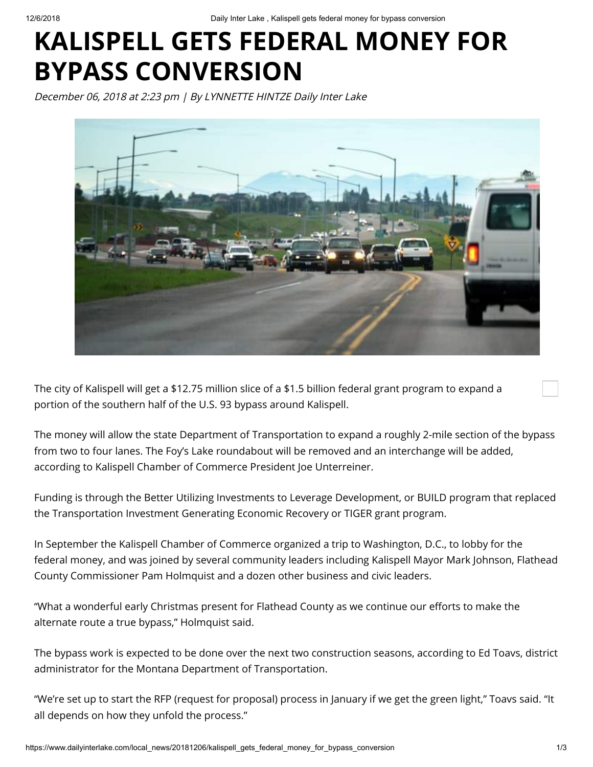# KALISPELL GETS FEDERAL MONEY FOR BYPASS CONVERSION

*December 06, 2018 at 2:23 pm | By LYNNETTE HINTZE Daily Inter Lake*

The city of Kalispell will get a $12.75 million slice of a $1.5 billion federal grant program to expand a portion of the southern half of the U.S. 93 bypass around Kalispell.

The money will allow the state Department of Transportation to expand a roughly 2-mile section of the bypass from two to four lanes. The Foy's Lake roundabout will be removed and an interchange will be added, according to Kalispell Chamber of Commerce President Joe Unterreiner.

Funding is through the Better Utilizing Investments to Leverage Development, or BUILD program that replaced the Transportation Investment Generating Economic Recovery or TIGER grant program.

In September the Kalispell Chamber of Commerce organized a trip to Washington, D.C., to lobby for the federal money, and was joined by several community leaders including Kalispell Mayor Mark Johnson, Flathead County Commissioner Pam Holmquist and a dozen other business and civic leaders.

"What a wonderful early Christmas present for Flathead County as we continue our efforts to make the alternate route a true bypass," Holmquist said.

The bypass work is expected to be done over the next two construction seasons, according to Ed Toavs, district administrator for the Montana Department of Transportation.

"We're set up to start the RFP (request for proposal) process in January if we get the green light," Toavs said. "It all depends on how they unfold the process."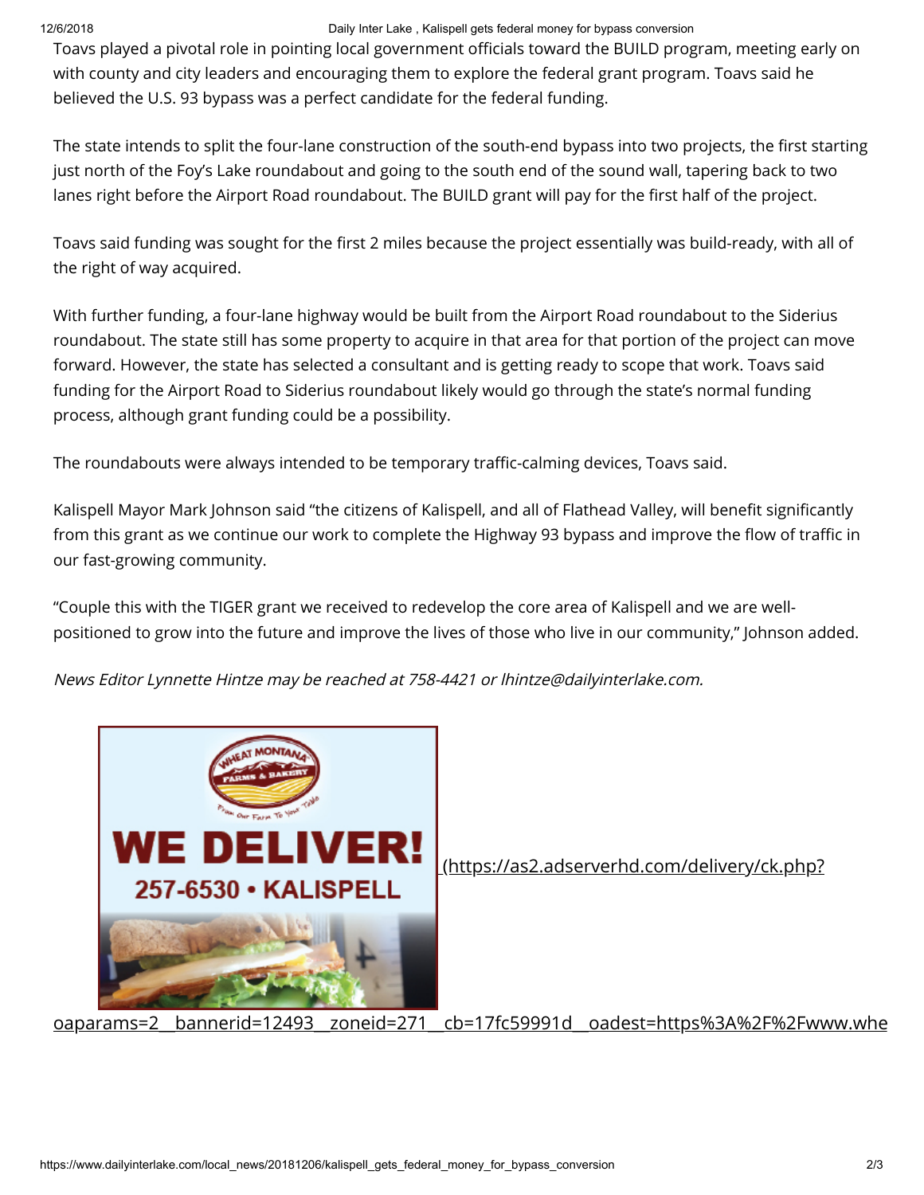Toavs played a pivotal role in pointing local government officials toward the BUILD program, meeting early on with county and city leaders and encouraging them to explore the federal grant program. Toavs said he believed the U.S. 93 bypass was a perfect candidate for the federal funding.

The state intends to split the four-lane construction of the south-end bypass into two projects, the first starting just north of the Foy's Lake roundabout and going to the south end of the sound wall, tapering back to two lanes right before the Airport Road roundabout. The BUILD grant will pay for the first half of the project.

Toavs said funding was sought for the first 2 miles because the project essentially was build-ready, with all of the right of way acquired.

With further funding, a four-lane highway would be built from the Airport Road roundabout to the Siderius roundabout. The state still has some property to acquire in that area for that portion of the project can move forward. However, the state has selected a consultant and is getting ready to scope that work. Toavs said funding for the Airport Road to Siderius roundabout likely would go through the state's normal funding process, although grant funding could be a possibility.

The roundabouts were always intended to be temporary traffic-calming devices, Toavs said.

Kalispell Mayor Mark Johnson said "the citizens of Kalispell, and all of Flathead Valley, will benefit significantly from this grant as we continue our work to complete the Highway 93 bypass and improve the flow of traffic in our fast-growing community.

"Couple this with the TIGER grant we received to redevelop the core area of Kalispell and we are well-positioned to grow into the future and improve the lives of those who live in our community," Johnson added.

*News Editor Lynnette Hintze may be reached at 758-4421 or lhintze@dailyinterlake.com.*

(https://as2.adserverhd.com/delivery/ck.php?oaparams=2__bannerid=12493__zoneid=271__cb=17fc59991d__oadest=https%3A%2F%2Fwww.whe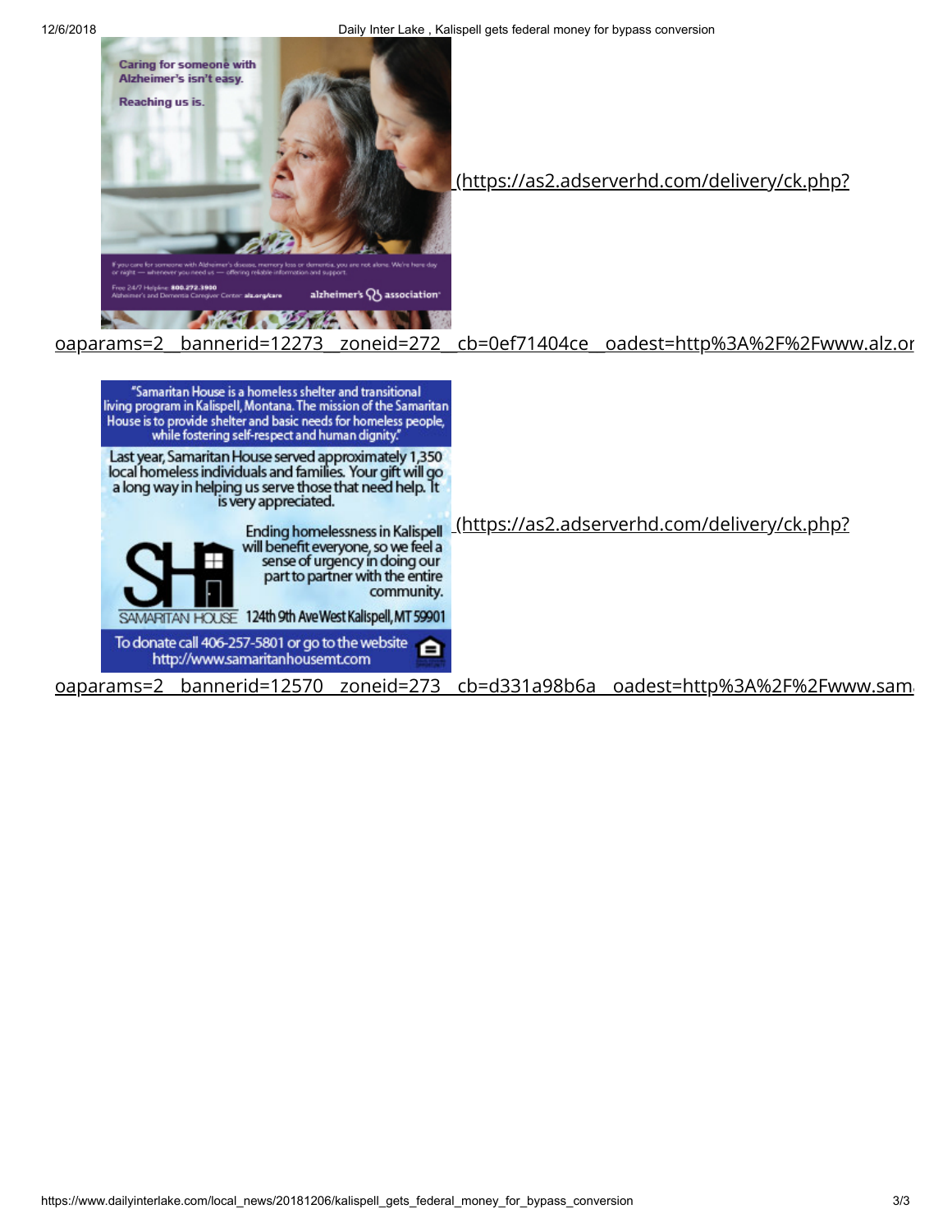(https://as2.adserverhd.com/delivery/ck.php?oaparams=2__bannerid=12273__zoneid=272__cb=0ef71404ce__oadest=http%3A%2F%2Fwww.alz.or

(https://as2.adserverhd.com/delivery/ck.php?oaparams=2__bannerid=12570__zoneid=273__cb=d331a98b6a__oadest=http%3A%2F%2Fwww.sam